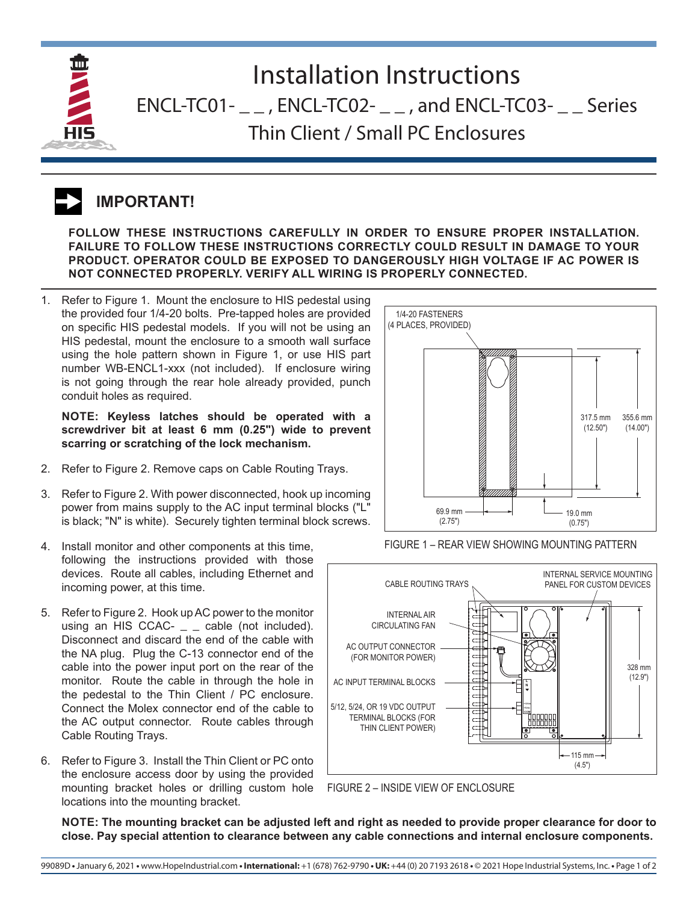# Installation Instructions

## ENCL-TC01- _ _ , ENCL-TC02- _ _ , and ENCL-TC03- _ _ Series

## Thin Client / Small PC Enclosures

### IMPORTANT!

**FOLLOW THESE INSTRUCTIONS CAREFULLY IN ORDER TO ENSURE PROPER INSTALLATION. FAILURE TO FOLLOW THESE INSTRUCTIONS CORRECTLY COULD RESULT IN DAMAGE TO YOUR PRODUCT. OPERATOR COULD BE EXPOSED TO DANGEROUSLY HIGH VOLTAGE IF AC POWER IS NOT CONNECTED PROPERLY. VERIFY ALL WIRING IS PROPERLY CONNECTED.**

1. Refer to Figure 1. Mount the enclosure to HIS pedestal using the provided four 1/4-20 bolts. Pre-tapped holes are provided on specific HIS pedestal models. If you will not be using an HIS pedestal, mount the enclosure to a smooth wall surface using the hole pattern shown in Figure 1, or use HIS part number WB-ENCL1-xxx (not included). If enclosure wiring is not going through the rear hole already provided, punch conduit holes as required.

   **NOTE: Keyless latches should be operated with a screwdriver bit at least 6 mm (0.25") wide to prevent scarring or scratching of the lock mechanism.**

2. Refer to Figure 2. Remove caps on Cable Routing Trays.

3. Refer to Figure 2. With power disconnected, hook up incoming power from mains supply to the AC input terminal blocks ("L" is black; "N" is white). Securely tighten terminal block screws.

4. Install monitor and other components at this time, following the instructions provided with those devices. Route all cables, including Ethernet and incoming power, at this time.

5. Refer to Figure 2. Hook up AC power to the monitor using an HIS CCAC- _ _ cable (not included). Disconnect and discard the end of the cable with the NA plug. Plug the C-13 connector end of the cable into the power input port on the rear of the monitor. Route the cable in through the hole in the pedestal to the Thin Client / PC enclosure. Connect the Molex connector end of the cable to the AC output connector. Route cables through Cable Routing Trays.

6. Refer to Figure 3. Install the Thin Client or PC onto the enclosure access door by using the provided mounting bracket holes or drilling custom hole locations into the mounting bracket.

1/4-20 FASTENERS (4 PLACES, PROVIDED)

317.5 mm (12.50")

355.6 mm (14.00")

69.9 mm (2.75")

19.0 mm (0.75")

FIGURE 1 – REAR VIEW SHOWING MOUNTING PATTERN

CABLE ROUTING TRAYS

INTERNAL SERVICE MOUNTING PANEL FOR CUSTOM DEVICES

INTERNAL AIR CIRCULATING FAN

AC OUTPUT CONNECTOR (FOR MONITOR POWER)

AC INPUT TERMINAL BLOCKS

5/12, 5/24, OR 19 VDC OUTPUT TERMINAL BLOCKS (FOR THIN CLIENT POWER)

328 mm (12.9")

115 mm (4.5")

FIGURE 2 – INSIDE VIEW OF ENCLOSURE

**NOTE: The mounting bracket can be adjusted left and right as needed to provide proper clearance for door to close. Pay special attention to clearance between any cable connections and internal enclosure components.**

99089D • January 6, 2021 • www.HopeIndustrial.com • **International:** +1 (678) 762-9790 • **UK:** +44 (0) 20 7193 2618 • © 2021 Hope Industrial Systems, Inc.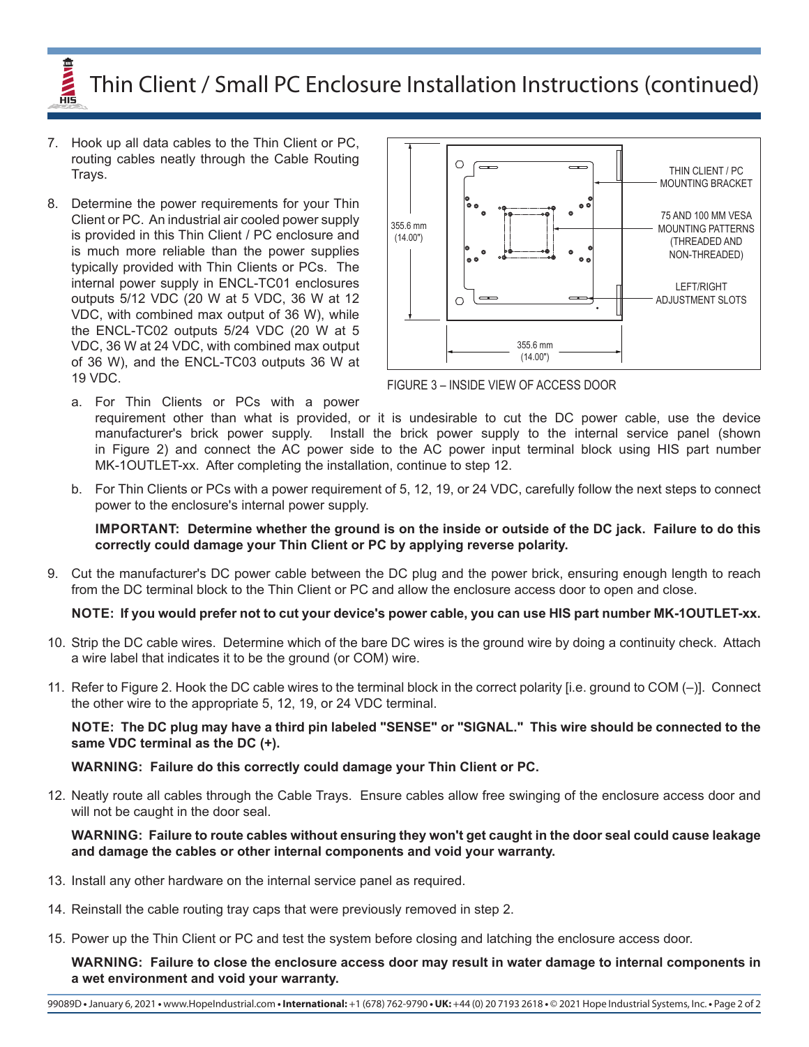# Thin Client / Small PC Enclosure Installation Instructions (continued)

7. Hook up all data cables to the Thin Client or PC, routing cables neatly through the Cable Routing Trays.

8. Determine the power requirements for your Thin Client or PC. An industrial air cooled power supply is provided in this Thin Client / PC enclosure and is much more reliable than the power supplies typically provided with Thin Clients or PCs. The internal power supply in ENCL-TC01 enclosures outputs 5/12 VDC (20 W at 5 VDC, 36 W at 12 VDC, with combined max output of 36 W), while the ENCL-TC02 outputs 5/24 VDC (20 W at 5 VDC, 36 W at 24 VDC, with combined max output of 36 W), and the ENCL-TC03 outputs 36 W at 19 VDC.

   a. For Thin Clients or PCs with a power requirement other than what is provided, or it is undesirable to cut the DC power cable, use the device manufacturer's brick power supply. Install the brick power supply to the internal service panel (shown in Figure 2) and connect the AC power side to the AC power input terminal block using HIS part number MK-1OUTLET-xx. After completing the installation, continue to step 12.

   b. For Thin Clients or PCs with a power requirement of 5, 12, 19, or 24 VDC, carefully follow the next steps to connect power to the enclosure's internal power supply.

   **IMPORTANT: Determine whether the ground is on the inside or outside of the DC jack. Failure to do this correctly could damage your Thin Client or PC by applying reverse polarity.**

355.6 mm
(14.00")

THIN CLIENT / PC MOUNTING BRACKET

75 AND 100 MM VESA MOUNTING PATTERNS (THREADED AND NON-THREADED)

LEFT/RIGHT ADJUSTMENT SLOTS

355.6 mm
(14.00")

FIGURE 3 – INSIDE VIEW OF ACCESS DOOR

9. Cut the manufacturer's DC power cable between the DC plug and the power brick, ensuring enough length to reach from the DC terminal block to the Thin Client or PC and allow the enclosure access door to open and close.

   **NOTE: If you would prefer not to cut your device's power cable, you can use HIS part number MK-1OUTLET-xx.**

10. Strip the DC cable wires. Determine which of the bare DC wires is the ground wire by doing a continuity check. Attach a wire label that indicates it to be the ground (or COM) wire.

11. Refer to Figure 2. Hook the DC cable wires to the terminal block in the correct polarity [i.e. ground to COM (–)]. Connect the other wire to the appropriate 5, 12, 19, or 24 VDC terminal.

    **NOTE: The DC plug may have a third pin labeled "SENSE" or "SIGNAL." This wire should be connected to the same VDC terminal as the DC (+).**

    **WARNING: Failure do this correctly could damage your Thin Client or PC.**

12. Neatly route all cables through the Cable Trays. Ensure cables allow free swinging of the enclosure access door and will not be caught in the door seal.

    **WARNING: Failure to route cables without ensuring they won't get caught in the door seal could cause leakage and damage the cables or other internal components and void your warranty.**

13. Install any other hardware on the internal service panel as required.

14. Reinstall the cable routing tray caps that were previously removed in step 2.

15. Power up the Thin Client or PC and test the system before closing and latching the enclosure access door.

    **WARNING: Failure to close the enclosure access door may result in water damage to internal components in a wet environment and void your warranty.**